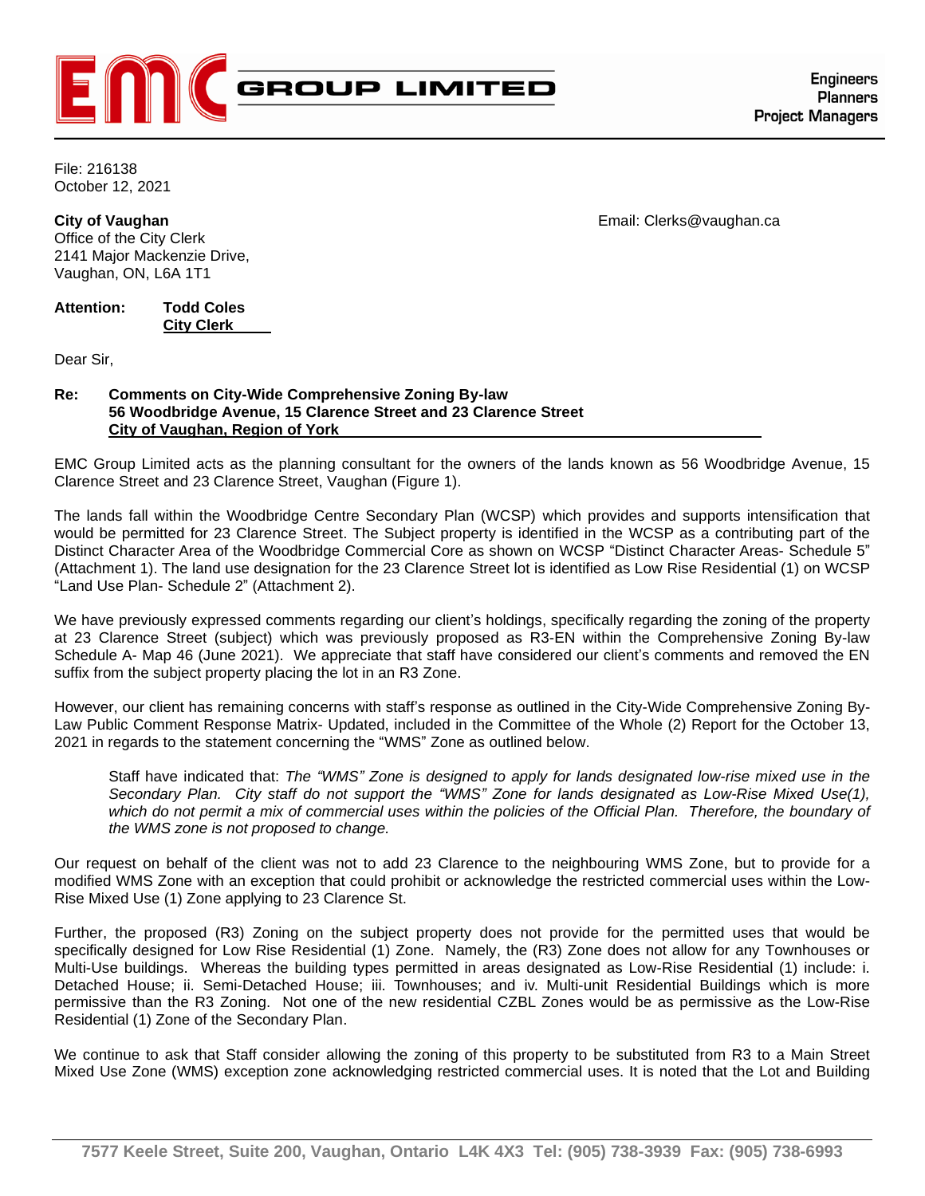**EMC GROUP LIMITED**

Engineers
Planners
Project Managers

File: 216138
October 12, 2021

**City of Vaughan**
Office of the City Clerk
2141 Major Mackenzie Drive,
Vaughan, ON, L6A 1T1

Email: Clerks@vaughan.ca

**Attention: Todd Coles**
**City Clerk**

Dear Sir,

**Re: Comments on City-Wide Comprehensive Zoning By-law**
**56 Woodbridge Avenue, 15 Clarence Street and 23 Clarence Street**
**City of Vaughan, Region of York**

EMC Group Limited acts as the planning consultant for the owners of the lands known as 56 Woodbridge Avenue, 15 Clarence Street and 23 Clarence Street, Vaughan (Figure 1).

The lands fall within the Woodbridge Centre Secondary Plan (WCSP) which provides and supports intensification that would be permitted for 23 Clarence Street. The Subject property is identified in the WCSP as a contributing part of the Distinct Character Area of the Woodbridge Commercial Core as shown on WCSP "Distinct Character Areas- Schedule 5" (Attachment 1). The land use designation for the 23 Clarence Street lot is identified as Low Rise Residential (1) on WCSP "Land Use Plan- Schedule 2" (Attachment 2).

We have previously expressed comments regarding our client's holdings, specifically regarding the zoning of the property at 23 Clarence Street (subject) which was previously proposed as R3-EN within the Comprehensive Zoning By-law Schedule A- Map 46 (June 2021). We appreciate that staff have considered our client's comments and removed the EN suffix from the subject property placing the lot in an R3 Zone.

However, our client has remaining concerns with staff's response as outlined in the City-Wide Comprehensive Zoning By-Law Public Comment Response Matrix- Updated, included in the Committee of the Whole (2) Report for the October 13, 2021 in regards to the statement concerning the "WMS" Zone as outlined below.

> Staff have indicated that: *The "WMS" Zone is designed to apply for lands designated low-rise mixed use in the Secondary Plan. City staff do not support the "WMS" Zone for lands designated as Low-Rise Mixed Use(1), which do not permit a mix of commercial uses within the policies of the Official Plan. Therefore, the boundary of the WMS zone is not proposed to change.*

Our request on behalf of the client was not to add 23 Clarence to the neighbouring WMS Zone, but to provide for a modified WMS Zone with an exception that could prohibit or acknowledge the restricted commercial uses within the Low-Rise Mixed Use (1) Zone applying to 23 Clarence St.

Further, the proposed (R3) Zoning on the subject property does not provide for the permitted uses that would be specifically designed for Low Rise Residential (1) Zone. Namely, the (R3) Zone does not allow for any Townhouses or Multi-Use buildings. Whereas the building types permitted in areas designated as Low-Rise Residential (1) include: i. Detached House; ii. Semi-Detached House; iii. Townhouses; and iv. Multi-unit Residential Buildings which is more permissive than the R3 Zoning. Not one of the new residential CZBL Zones would be as permissive as the Low-Rise Residential (1) Zone of the Secondary Plan.

We continue to ask that Staff consider allowing the zoning of this property to be substituted from R3 to a Main Street Mixed Use Zone (WMS) exception zone acknowledging restricted commercial uses. It is noted that the Lot and Building

7577 Keele Street, Suite 200, Vaughan, Ontario L4K 4X3 Tel: (905) 738-3939 Fax: (905) 738-6993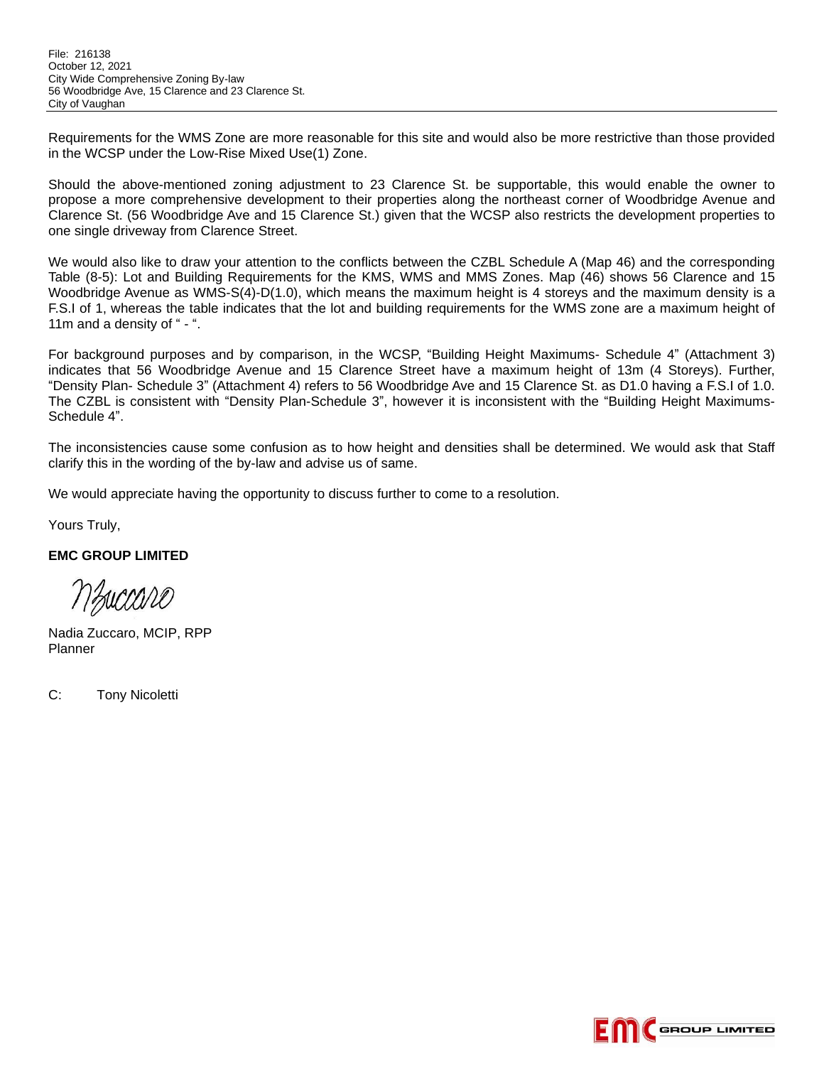Requirements for the WMS Zone are more reasonable for this site and would also be more restrictive than those provided in the WCSP under the Low-Rise Mixed Use(1) Zone.

Should the above-mentioned zoning adjustment to 23 Clarence St. be supportable, this would enable the owner to propose a more comprehensive development to their properties along the northeast corner of Woodbridge Avenue and Clarence St. (56 Woodbridge Ave and 15 Clarence St.) given that the WCSP also restricts the development properties to one single driveway from Clarence Street.

We would also like to draw your attention to the conflicts between the CZBL Schedule A (Map 46) and the corresponding Table (8-5): Lot and Building Requirements for the KMS, WMS and MMS Zones. Map (46) shows 56 Clarence and 15 Woodbridge Avenue as WMS-S(4)-D(1.0), which means the maximum height is 4 storeys and the maximum density is a F.S.I of 1, whereas the table indicates that the lot and building requirements for the WMS zone are a maximum height of 11m and a density of " - ".

For background purposes and by comparison, in the WCSP, "Building Height Maximums- Schedule 4" (Attachment 3) indicates that 56 Woodbridge Avenue and 15 Clarence Street have a maximum height of 13m (4 Storeys). Further, "Density Plan- Schedule 3" (Attachment 4) refers to 56 Woodbridge Ave and 15 Clarence St. as D1.0 having a F.S.I of 1.0. The CZBL is consistent with "Density Plan-Schedule 3", however it is inconsistent with the "Building Height Maximums-Schedule 4".

The inconsistencies cause some confusion as to how height and densities shall be determined. We would ask that Staff clarify this in the wording of the by-law and advise us of same.

We would appreciate having the opportunity to discuss further to come to a resolution.

Yours Truly,

**EMC GROUP LIMITED**

NZuccaro

Nadia Zuccaro, MCIP, RPP
Planner

C: Tony Nicoletti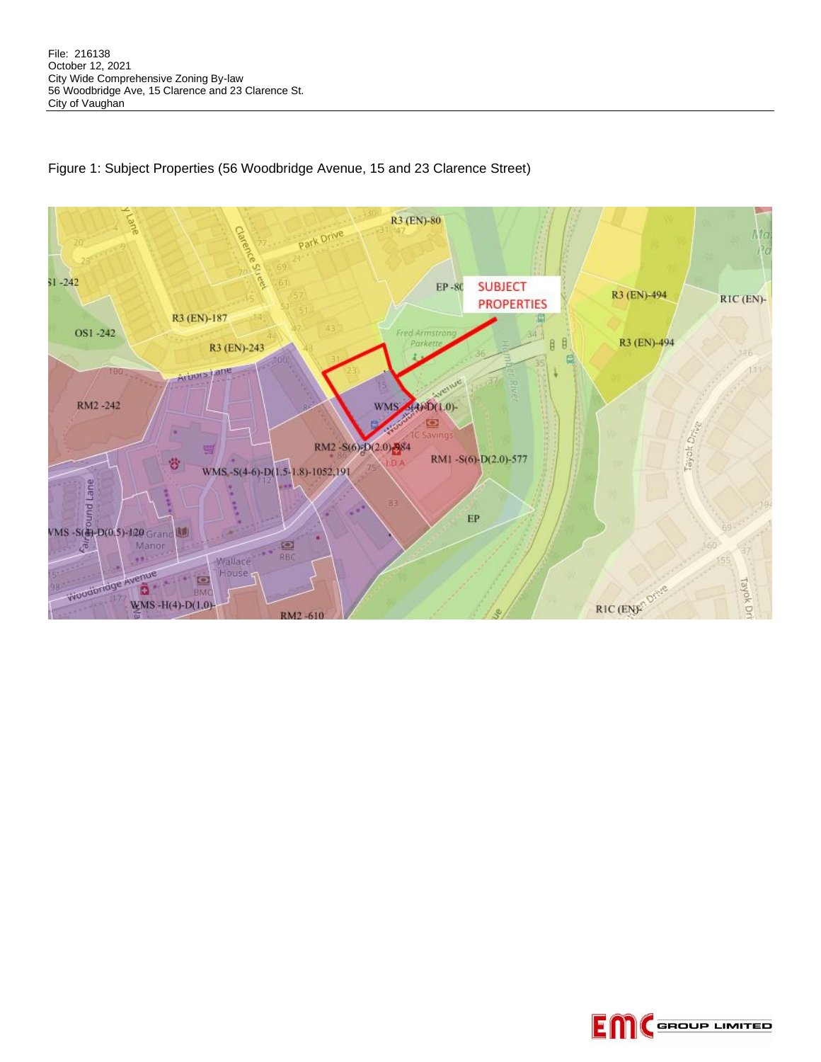Figure 1: Subject Properties (56 Woodbridge Avenue, 15 and 23 Clarence Street)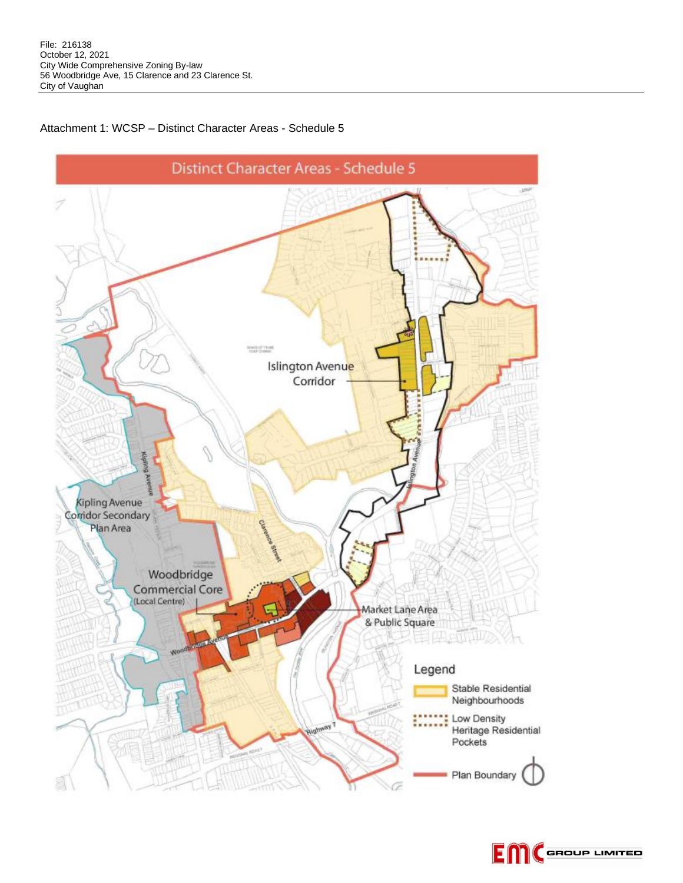File: 216138
October 12, 2021
City Wide Comprehensive Zoning By-law
56 Woodbridge Ave, 15 Clarence and 23 Clarence St.
City of Vaughan

Attachment 1: WCSP – Distinct Character Areas - Schedule 5

## Distinct Character Areas - Schedule 5

Islington Avenue Corridor

Kipling Avenue Corridor Secondary Plan Area

Woodbridge Commercial Core (Local Centre)

Market Lane Area & Public Square

Legend

- Stable Residential Neighbourhoods
- Low Density Heritage Residential Pockets
- Plan Boundary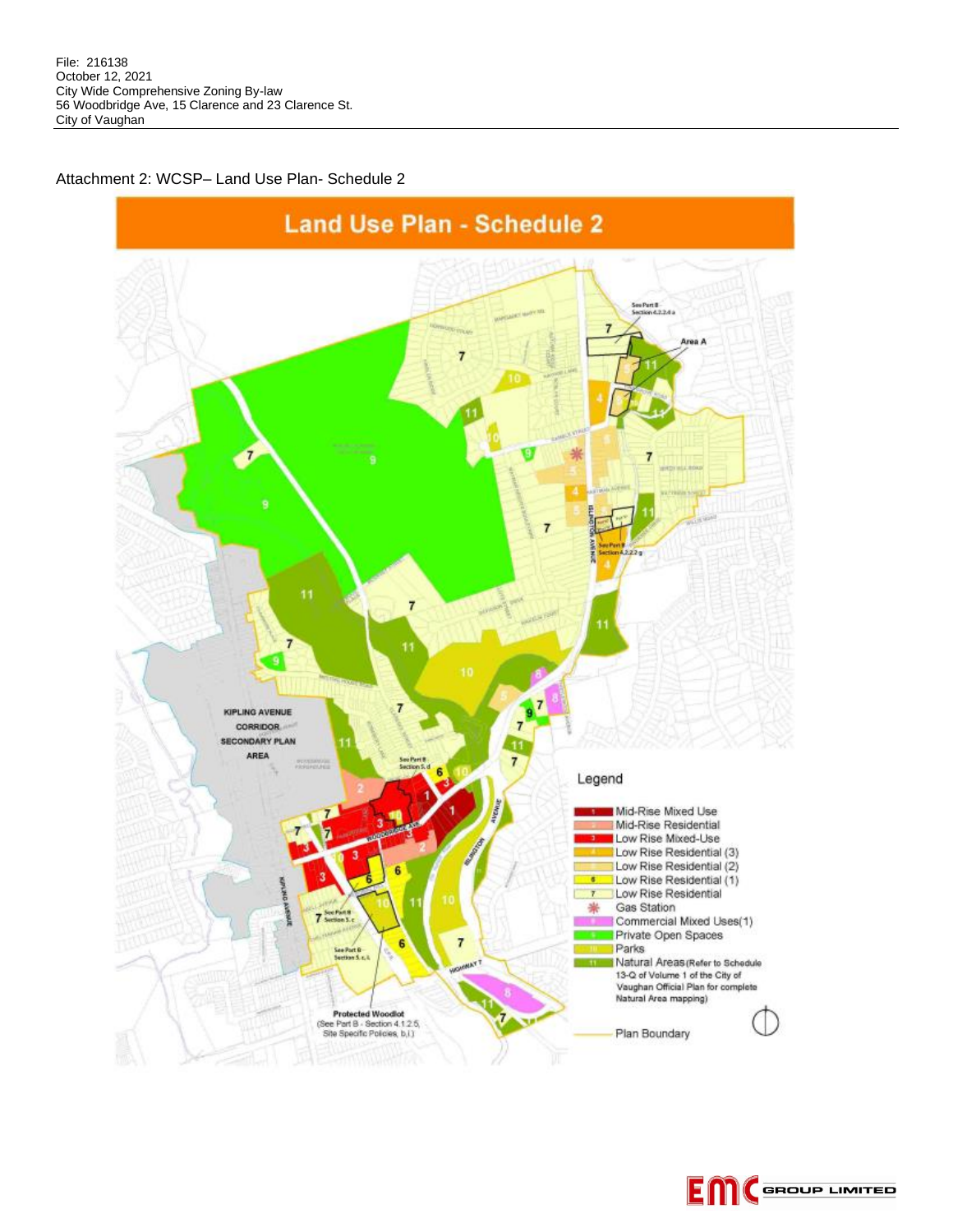File: 216138
October 12, 2021
City Wide Comprehensive Zoning By-law
56 Woodbridge Ave, 15 Clarence and 23 Clarence St.
City of Vaughan

Attachment 2: WCSP– Land Use Plan- Schedule 2

## Land Use Plan - Schedule 2

Legend

- 1 Mid-Rise Mixed Use
- 2 Mid-Rise Residential
- 3 Low Rise Mixed-Use
- 4 Low Rise Residential (3)
- 5 Low Rise Residential (2)
- 6 Low Rise Residential (1)
- 7 Low Rise Residential
- Gas Station
- 8 Commercial Mixed Uses(1)
- 9 Private Open Spaces
- 10 Parks
- 11 Natural Areas (Refer to Schedule 13-Q of Volume 1 of the City of Vaughan Official Plan for complete Natural Area mapping)
- Plan Boundary

KIPLING AVENUE CORRIDOR SECONDARY PLAN AREA

Protected Woodlot (See Part B - Section 4.1.2.5, Site Specific Policies, b,i)

See Part B - Section 4.2.2.4 a

Area A

See Part B Section 4.2.2.2 g

See Part B Section 5.d

See Part B Section 5.c

See Part B - Section 5.c.ii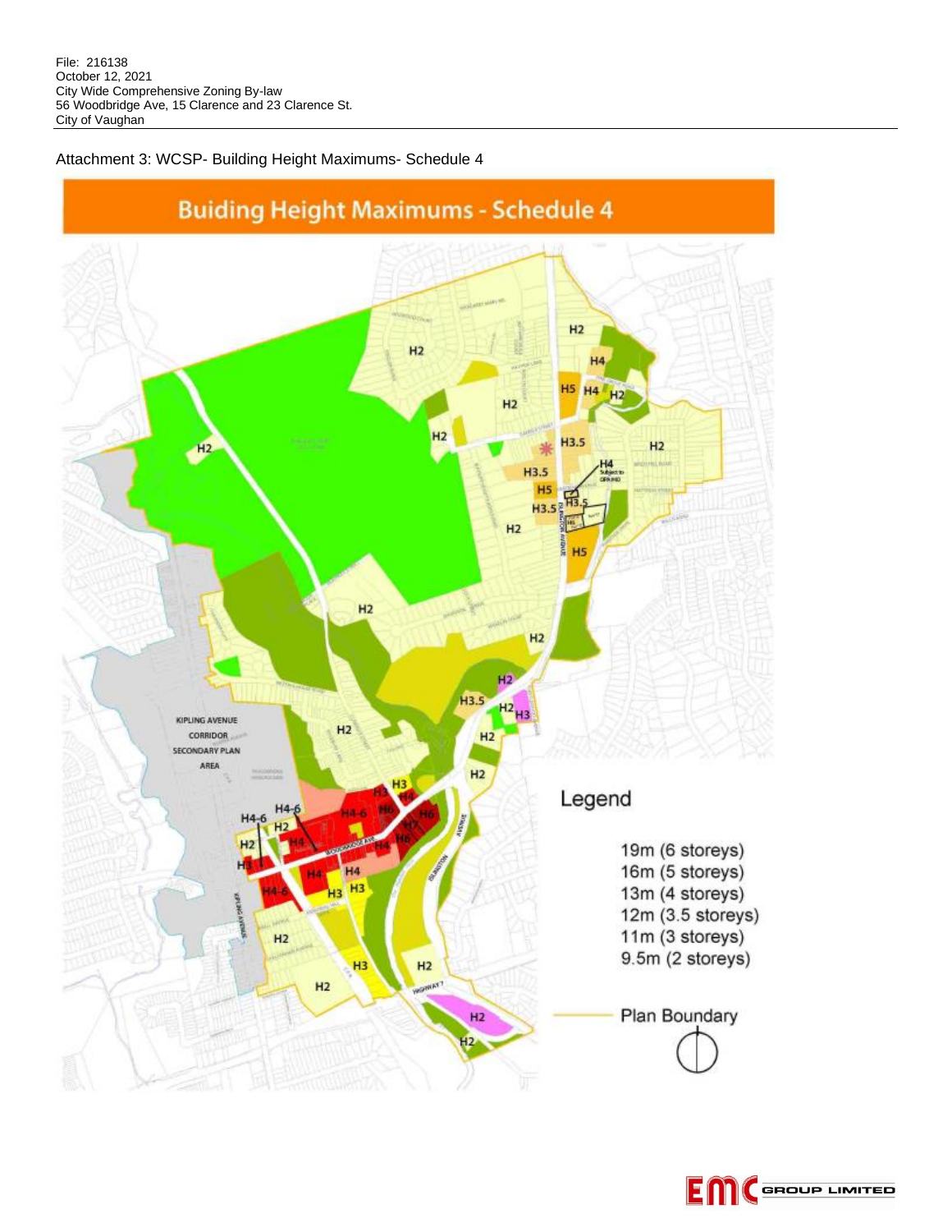File: 216138
October 12, 2021
City Wide Comprehensive Zoning By-law
56 Woodbridge Ave, 15 Clarence and 23 Clarence St.
City of Vaughan

Attachment 3: WCSP- Building Height Maximums- Schedule 4

## Buiding Height Maximums - Schedule 4

Legend

- 19m (6 storeys)
- 16m (5 storeys)
- 13m (4 storeys)
- 12m (3.5 storeys)
- 11m (3 storeys)
- 9.5m (2 storeys)

Plan Boundary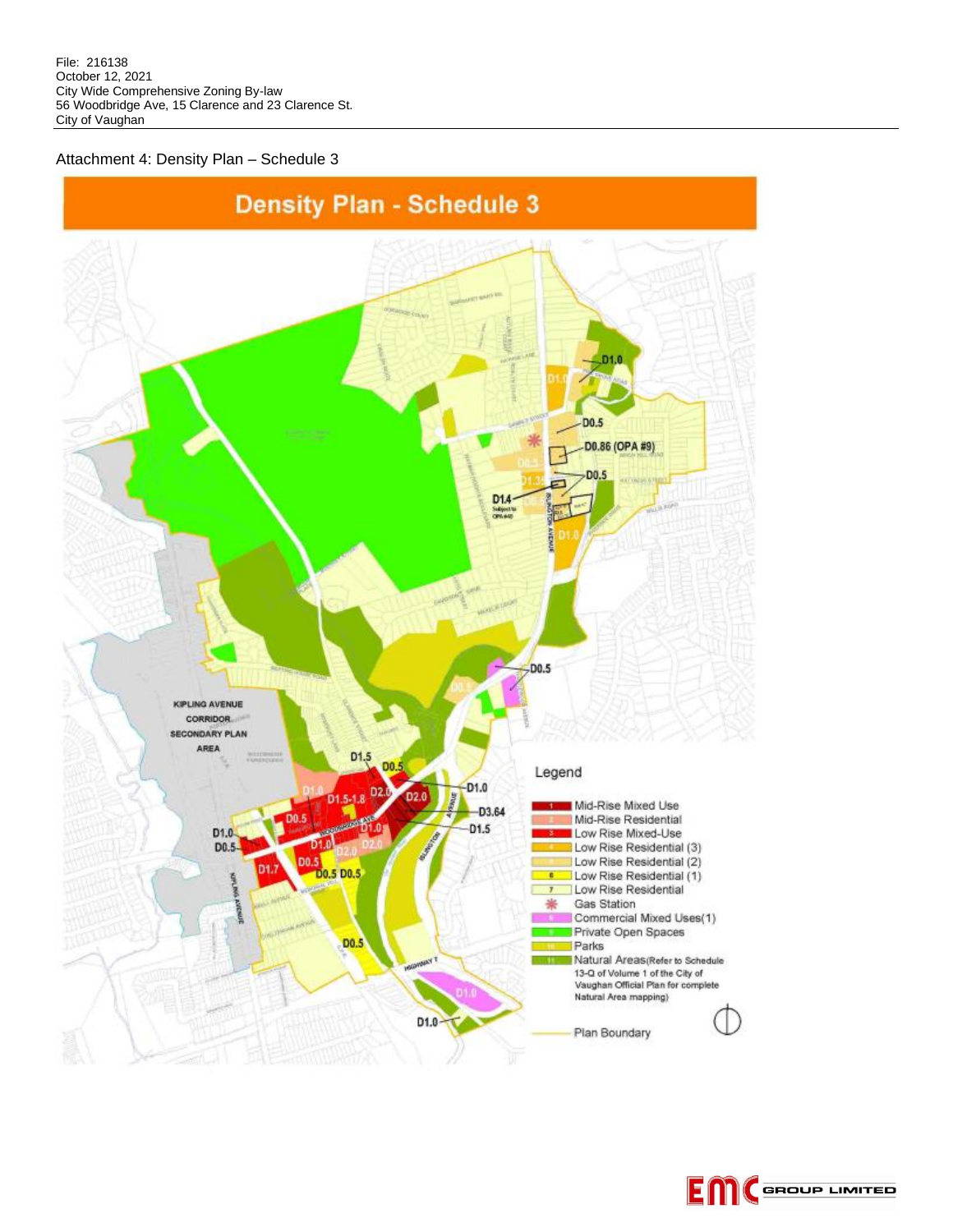File: 216138
October 12, 2021
City Wide Comprehensive Zoning By-law
56 Woodbridge Ave, 15 Clarence and 23 Clarence St.
City of Vaughan

Attachment 4: Density Plan – Schedule 3

Density Plan - Schedule 3

D1.0
D0.5
D0.86 (OPA #9)
D0.5
D1.4 Subject to OPA 440
D1.0
D0.5
KIPLING AVENUE CORRIDOR SECONDARY PLAN AREA
D1.5
D0.5
D1.0
D1.5-1.8
D2.0
D2.0
D3.64
D1.5
D0.5
D1.0
D0.5
D1.0
D1.0
D2.0
D2.0
D1.7
D0.5
D0.5 D0.5
D0.5
D1.0
D1.0

Legend

1 Mid-Rise Mixed Use
2 Mid-Rise Residential
3 Low Rise Mixed-Use
4 Low Rise Residential (3)
5 Low Rise Residential (2)
6 Low Rise Residential (1)
7 Low Rise Residential
Gas Station
8 Commercial Mixed Uses(1)
9 Private Open Spaces
10 Parks
11 Natural Areas (Refer to Schedule 13-Q of Volume 1 of the City of Vaughan Official Plan for complete Natural Area mapping)
Plan Boundary